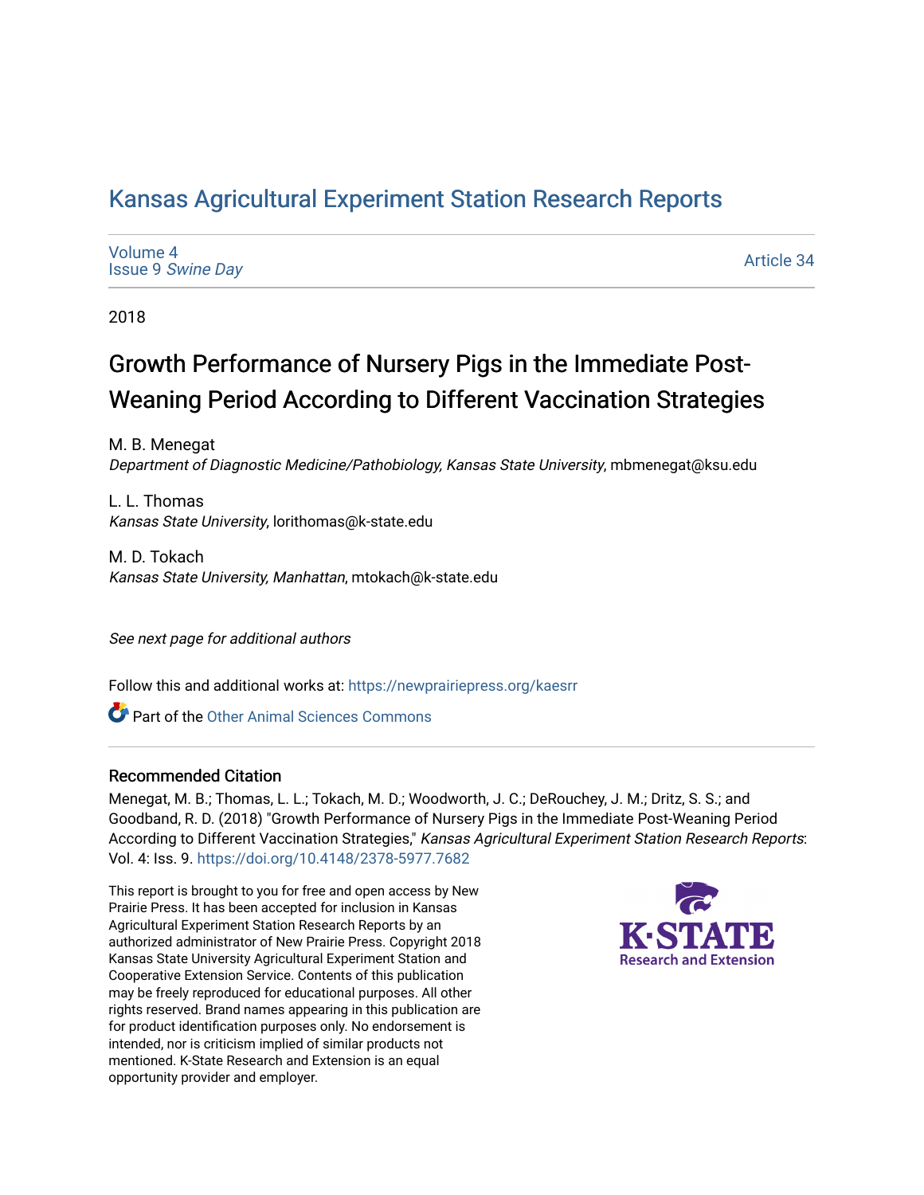# Kansas Agricultural Experiment Station Research Reports

Volume 4
Issue 9 *Swine Day*

Article 34

2018

## Growth Performance of Nursery Pigs in the Immediate Post-Weaning Period According to Different Vaccination Strategies

M. B. Menegat
*Department of Diagnostic Medicine/Pathobiology, Kansas State University*, mbmenegat@ksu.edu

L. L. Thomas
*Kansas State University*, lorithomas@k-state.edu

M. D. Tokach
*Kansas State University, Manhattan*, mtokach@k-state.edu

*See next page for additional authors*

Follow this and additional works at: https://newprairiepress.org/kaesrr

Part of the Other Animal Sciences Commons

### Recommended Citation

Menegat, M. B.; Thomas, L. L.; Tokach, M. D.; Woodworth, J. C.; DeRouchey, J. M.; Dritz, S. S.; and Goodband, R. D. (2018) "Growth Performance of Nursery Pigs in the Immediate Post-Weaning Period According to Different Vaccination Strategies," *Kansas Agricultural Experiment Station Research Reports*: Vol. 4: Iss. 9. https://doi.org/10.4148/2378-5977.7682

This report is brought to you for free and open access by New Prairie Press. It has been accepted for inclusion in Kansas Agricultural Experiment Station Research Reports by an authorized administrator of New Prairie Press. Copyright 2018 Kansas State University Agricultural Experiment Station and Cooperative Extension Service. Contents of this publication may be freely reproduced for educational purposes. All other rights reserved. Brand names appearing in this publication are for product identification purposes only. No endorsement is intended, nor is criticism implied of similar products not mentioned. K-State Research and Extension is an equal opportunity provider and employer.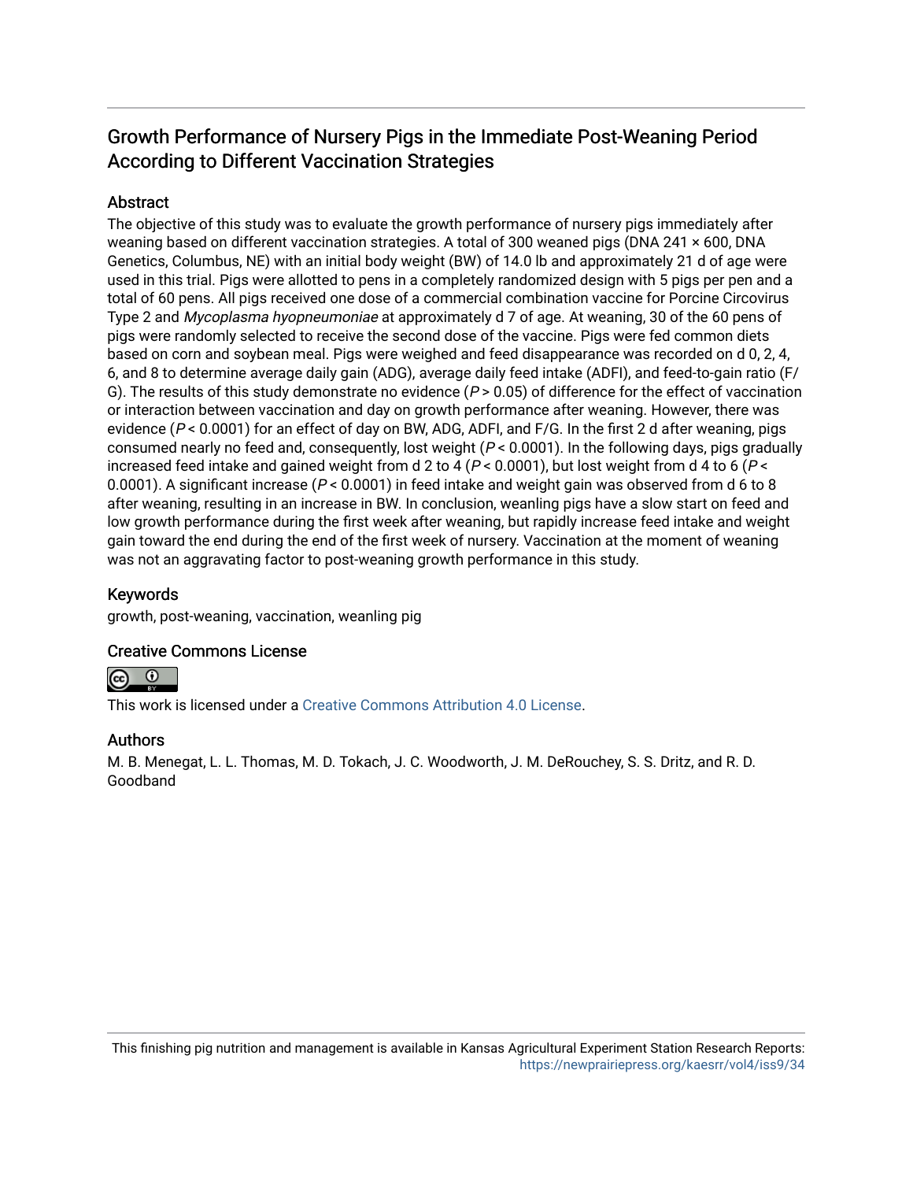# Growth Performance of Nursery Pigs in the Immediate Post-Weaning Period According to Different Vaccination Strategies

## Abstract

The objective of this study was to evaluate the growth performance of nursery pigs immediately after weaning based on different vaccination strategies. A total of 300 weaned pigs (DNA 241 × 600, DNA Genetics, Columbus, NE) with an initial body weight (BW) of 14.0 lb and approximately 21 d of age were used in this trial. Pigs were allotted to pens in a completely randomized design with 5 pigs per pen and a total of 60 pens. All pigs received one dose of a commercial combination vaccine for Porcine Circovirus Type 2 and *Mycoplasma hyopneumoniae* at approximately d 7 of age. At weaning, 30 of the 60 pens of pigs were randomly selected to receive the second dose of the vaccine. Pigs were fed common diets based on corn and soybean meal. Pigs were weighed and feed disappearance was recorded on d 0, 2, 4, 6, and 8 to determine average daily gain (ADG), average daily feed intake (ADFI), and feed-to-gain ratio (F/G). The results of this study demonstrate no evidence ($P > 0.05$) of difference for the effect of vaccination or interaction between vaccination and day on growth performance after weaning. However, there was evidence ($P < 0.0001$) for an effect of day on BW, ADG, ADFI, and F/G. In the first 2 d after weaning, pigs consumed nearly no feed and, consequently, lost weight ($P < 0.0001$). In the following days, pigs gradually increased feed intake and gained weight from d 2 to 4 ($P < 0.0001$), but lost weight from d 4 to 6 ($P < 0.0001$). A significant increase ($P < 0.0001$) in feed intake and weight gain was observed from d 6 to 8 after weaning, resulting in an increase in BW. In conclusion, weanling pigs have a slow start on feed and low growth performance during the first week after weaning, but rapidly increase feed intake and weight gain toward the end during the end of the first week of nursery. Vaccination at the moment of weaning was not an aggravating factor to post-weaning growth performance in this study.

## Keywords

growth, post-weaning, vaccination, weanling pig

## Creative Commons License

This work is licensed under a Creative Commons Attribution 4.0 License.

## Authors

M. B. Menegat, L. L. Thomas, M. D. Tokach, J. C. Woodworth, J. M. DeRouchey, S. S. Dritz, and R. D. Goodband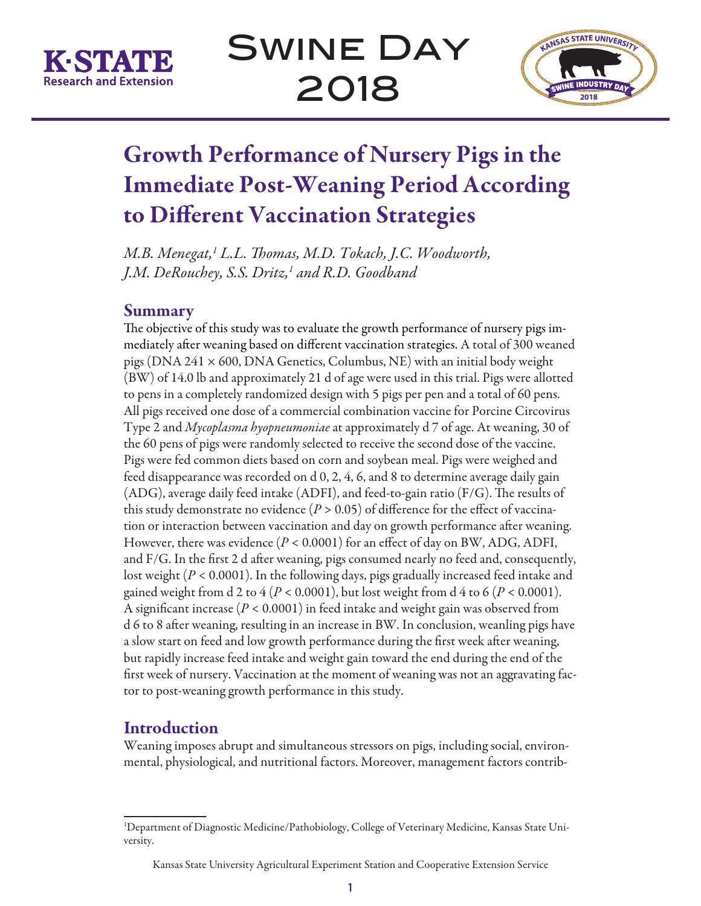# Growth Performance of Nursery Pigs in the Immediate Post-Weaning Period According to Different Vaccination Strategies

*M.B. Menegat,[1] L.L. Thomas, M.D. Tokach, J.C. Woodworth, J.M. DeRouchey, S.S. Dritz,[1] and R.D. Goodband*

## Summary

The objective of this study was to evaluate the growth performance of nursery pigs immediately after weaning based on different vaccination strategies. A total of 300 weaned pigs (DNA 241 × 600, DNA Genetics, Columbus, NE) with an initial body weight (BW) of 14.0 lb and approximately 21 d of age were used in this trial. Pigs were allotted to pens in a completely randomized design with 5 pigs per pen and a total of 60 pens. All pigs received one dose of a commercial combination vaccine for Porcine Circovirus Type 2 and *Mycoplasma hyopneumoniae* at approximately d 7 of age. At weaning, 30 of the 60 pens of pigs were randomly selected to receive the second dose of the vaccine. Pigs were fed common diets based on corn and soybean meal. Pigs were weighed and feed disappearance was recorded on d 0, 2, 4, 6, and 8 to determine average daily gain (ADG), average daily feed intake (ADFI), and feed-to-gain ratio (F/G). The results of this study demonstrate no evidence ($P > 0.05$) of difference for the effect of vaccination or interaction between vaccination and day on growth performance after weaning. However, there was evidence ($P < 0.0001$) for an effect of day on BW, ADG, ADFI, and F/G. In the first 2 d after weaning, pigs consumed nearly no feed and, consequently, lost weight ($P < 0.0001$). In the following days, pigs gradually increased feed intake and gained weight from d 2 to 4 ($P < 0.0001$), but lost weight from d 4 to 6 ($P < 0.0001$). A significant increase ($P < 0.0001$) in feed intake and weight gain was observed from d 6 to 8 after weaning, resulting in an increase in BW. In conclusion, weanling pigs have a slow start on feed and low growth performance during the first week after weaning, but rapidly increase feed intake and weight gain toward the end during the end of the first week of nursery. Vaccination at the moment of weaning was not an aggravating factor to post-weaning growth performance in this study.

## Introduction

Weaning imposes abrupt and simultaneous stressors on pigs, including social, environmental, physiological, and nutritional factors. Moreover, management factors contrib-

[1]Department of Diagnostic Medicine/Pathobiology, College of Veterinary Medicine, Kansas State University.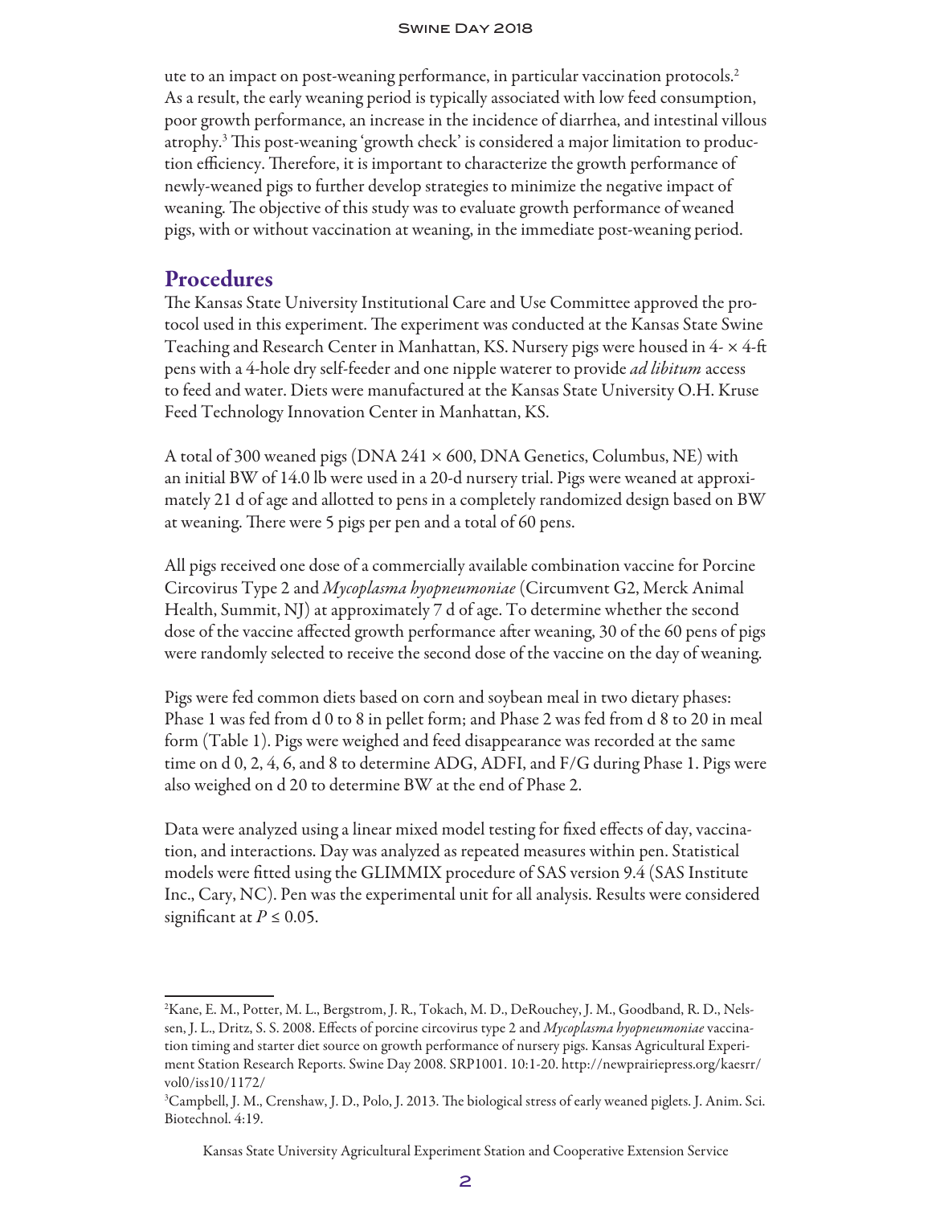ute to an impact on post-weaning performance, in particular vaccination protocols.[2] As a result, the early weaning period is typically associated with low feed consumption, poor growth performance, an increase in the incidence of diarrhea, and intestinal villous atrophy.[3] This post-weaning 'growth check' is considered a major limitation to production efficiency. Therefore, it is important to characterize the growth performance of newly-weaned pigs to further develop strategies to minimize the negative impact of weaning. The objective of this study was to evaluate growth performance of weaned pigs, with or without vaccination at weaning, in the immediate post-weaning period.

## Procedures

The Kansas State University Institutional Care and Use Committee approved the protocol used in this experiment. The experiment was conducted at the Kansas State Swine Teaching and Research Center in Manhattan, KS. Nursery pigs were housed in 4- × 4-ft pens with a 4-hole dry self-feeder and one nipple waterer to provide *ad libitum* access to feed and water. Diets were manufactured at the Kansas State University O.H. Kruse Feed Technology Innovation Center in Manhattan, KS.

A total of 300 weaned pigs (DNA 241 × 600, DNA Genetics, Columbus, NE) with an initial BW of 14.0 lb were used in a 20-d nursery trial. Pigs were weaned at approximately 21 d of age and allotted to pens in a completely randomized design based on BW at weaning. There were 5 pigs per pen and a total of 60 pens.

All pigs received one dose of a commercially available combination vaccine for Porcine Circovirus Type 2 and *Mycoplasma hyopneumoniae* (Circumvent G2, Merck Animal Health, Summit, NJ) at approximately 7 d of age. To determine whether the second dose of the vaccine affected growth performance after weaning, 30 of the 60 pens of pigs were randomly selected to receive the second dose of the vaccine on the day of weaning.

Pigs were fed common diets based on corn and soybean meal in two dietary phases: Phase 1 was fed from d 0 to 8 in pellet form; and Phase 2 was fed from d 8 to 20 in meal form (Table 1). Pigs were weighed and feed disappearance was recorded at the same time on d 0, 2, 4, 6, and 8 to determine ADG, ADFI, and F/G during Phase 1. Pigs were also weighed on d 20 to determine BW at the end of Phase 2.

Data were analyzed using a linear mixed model testing for fixed effects of day, vaccination, and interactions. Day was analyzed as repeated measures within pen. Statistical models were fitted using the GLIMMIX procedure of SAS version 9.4 (SAS Institute Inc., Cary, NC). Pen was the experimental unit for all analysis. Results were considered significant at $P \leq 0.05$.

---

[2] Kane, E. M., Potter, M. L., Bergstrom, J. R., Tokach, M. D., DeRouchey, J. M., Goodband, R. D., Nelssen, J. L., Dritz, S. S. 2008. Effects of porcine circovirus type 2 and *Mycoplasma hyopneumoniae* vaccination timing and starter diet source on growth performance of nursery pigs. Kansas Agricultural Experiment Station Research Reports. Swine Day 2008. SRP1001. 10:1-20. http://newprairiepress.org/kaesrr/vol0/iss10/1172/

[3] Campbell, J. M., Crenshaw, J. D., Polo, J. 2013. The biological stress of early weaned piglets. J. Anim. Sci. Biotechnol. 4:19.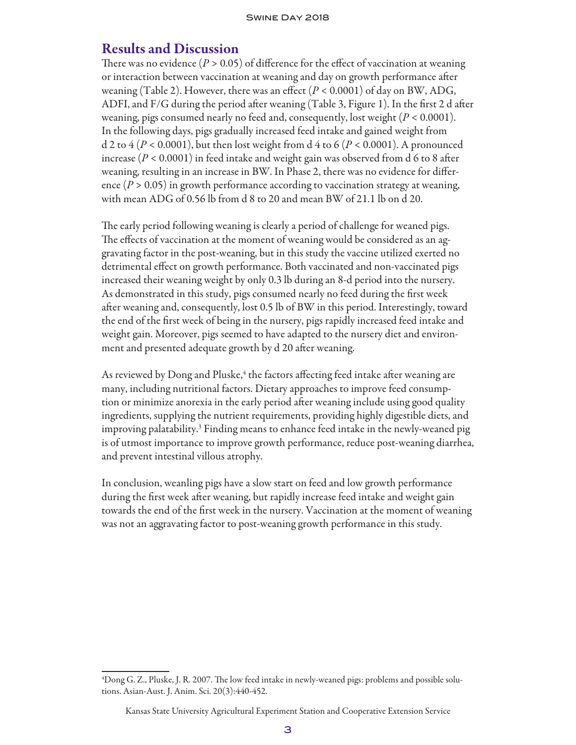## Results and Discussion

There was no evidence ($P > 0.05$) of difference for the effect of vaccination at weaning or interaction between vaccination at weaning and day on growth performance after weaning (Table 2). However, there was an effect ($P < 0.0001$) of day on BW, ADG, ADFI, and F/G during the period after weaning (Table 3, Figure 1). In the first 2 d after weaning, pigs consumed nearly no feed and, consequently, lost weight ($P < 0.0001$). In the following days, pigs gradually increased feed intake and gained weight from d 2 to 4 ($P < 0.0001$), but then lost weight from d 4 to 6 ($P < 0.0001$). A pronounced increase ($P < 0.0001$) in feed intake and weight gain was observed from d 6 to 8 after weaning, resulting in an increase in BW. In Phase 2, there was no evidence for difference ($P > 0.05$) in growth performance according to vaccination strategy at weaning, with mean ADG of 0.56 lb from d 8 to 20 and mean BW of 21.1 lb on d 20.

The early period following weaning is clearly a period of challenge for weaned pigs. The effects of vaccination at the moment of weaning would be considered as an aggravating factor in the post-weaning, but in this study the vaccine utilized exerted no detrimental effect on growth performance. Both vaccinated and non-vaccinated pigs increased their weaning weight by only 0.3 lb during an 8-d period into the nursery. As demonstrated in this study, pigs consumed nearly no feed during the first week after weaning and, consequently, lost 0.5 lb of BW in this period. Interestingly, toward the end of the first week of being in the nursery, pigs rapidly increased feed intake and weight gain. Moreover, pigs seemed to have adapted to the nursery diet and environment and presented adequate growth by d 20 after weaning.

As reviewed by Dong and Pluske,[4] the factors affecting feed intake after weaning are many, including nutritional factors. Dietary approaches to improve feed consumption or minimize anorexia in the early period after weaning include using good quality ingredients, supplying the nutrient requirements, providing highly digestible diets, and improving palatability.[3] Finding means to enhance feed intake in the newly-weaned pig is of utmost importance to improve growth performance, reduce post-weaning diarrhea, and prevent intestinal villous atrophy.

In conclusion, weanling pigs have a slow start on feed and low growth performance during the first week after weaning, but rapidly increase feed intake and weight gain towards the end of the first week in the nursery. Vaccination at the moment of weaning was not an aggravating factor to post-weaning growth performance in this study.

---

[4] Dong G. Z., Pluske, J. R. 2007. The low feed intake in newly-weaned pigs: problems and possible solutions. Asian-Aust. J. Anim. Sci. 20(3):440-452.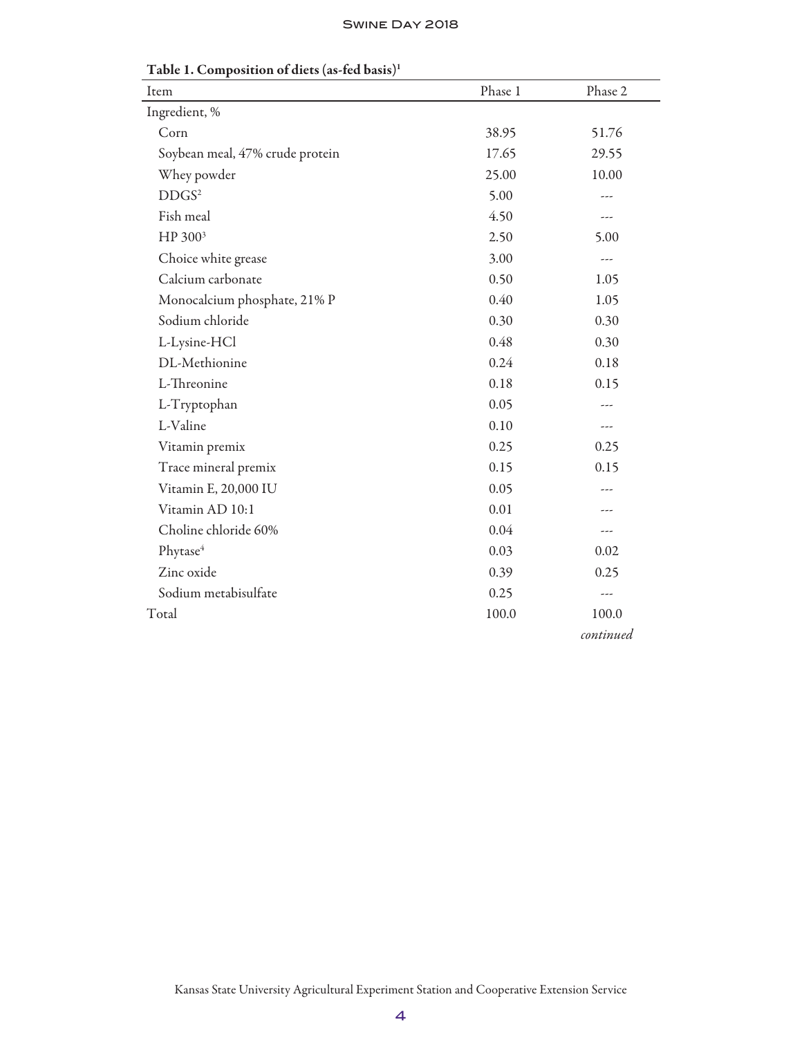Table 1. Composition of diets (as-fed basis)[1]

| Item | Phase 1 | Phase 2 |
|---|---|---|
| Ingredient, % | | |
| Corn | 38.95 | 51.76 |
| Soybean meal, 47% crude protein | 17.65 | 29.55 |
| Whey powder | 25.00 | 10.00 |
| DDGS[2] | 5.00 | --- |
| Fish meal | 4.50 | --- |
| HP 300[3] | 2.50 | 5.00 |
| Choice white grease | 3.00 | --- |
| Calcium carbonate | 0.50 | 1.05 |
| Monocalcium phosphate, 21% P | 0.40 | 1.05 |
| Sodium chloride | 0.30 | 0.30 |
| L-Lysine-HCl | 0.48 | 0.30 |
| DL-Methionine | 0.24 | 0.18 |
| L-Threonine | 0.18 | 0.15 |
| L-Tryptophan | 0.05 | --- |
| L-Valine | 0.10 | --- |
| Vitamin premix | 0.25 | 0.25 |
| Trace mineral premix | 0.15 | 0.15 |
| Vitamin E, 20,000 IU | 0.05 | --- |
| Vitamin AD 10:1 | 0.01 | --- |
| Choline chloride 60% | 0.04 | --- |
| Phytase[4] | 0.03 | 0.02 |
| Zinc oxide | 0.39 | 0.25 |
| Sodium metabisulfate | 0.25 | --- |
| Total | 100.0 | 100.0 |

*continued*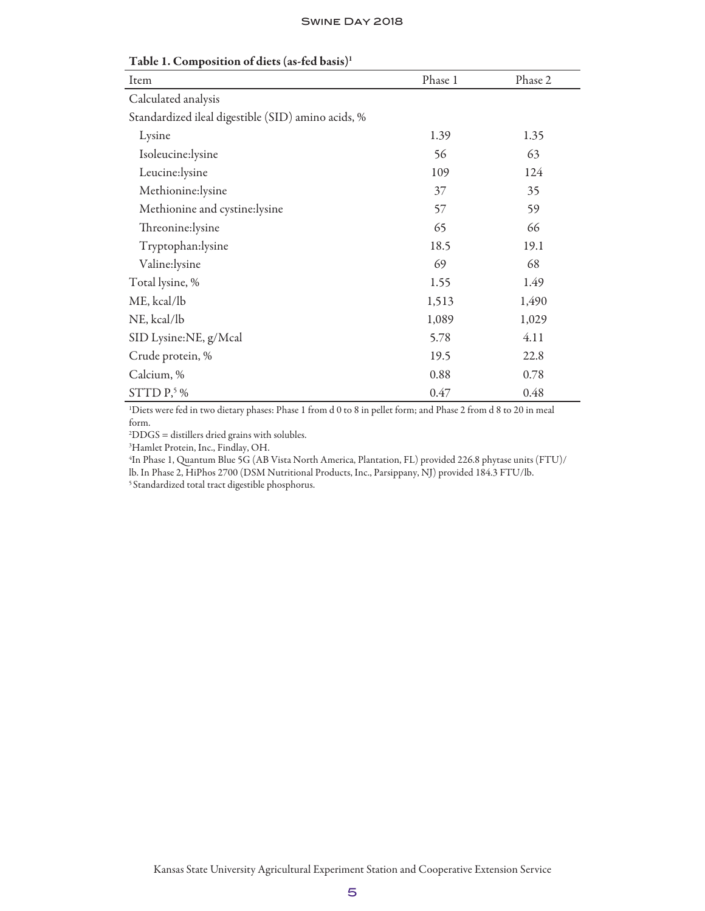**Table 1. Composition of diets (as-fed basis)[1]**

| Item | Phase 1 | Phase 2 |
|---|---|---|
| Calculated analysis | | |
| Standardized ileal digestible (SID) amino acids, % | | |
| Lysine | 1.39 | 1.35 |
| Isoleucine:lysine | 56 | 63 |
| Leucine:lysine | 109 | 124 |
| Methionine:lysine | 37 | 35 |
| Methionine and cystine:lysine | 57 | 59 |
| Threonine:lysine | 65 | 66 |
| Tryptophan:lysine | 18.5 | 19.1 |
| Valine:lysine | 69 | 68 |
| Total lysine, % | 1.55 | 1.49 |
| ME, kcal/lb | 1,513 | 1,490 |
| NE, kcal/lb | 1,089 | 1,029 |
| SID Lysine:NE, g/Mcal | 5.78 | 4.11 |
| Crude protein, % | 19.5 | 22.8 |
| Calcium, % | 0.88 | 0.78 |
| STTD P,[5] % | 0.47 | 0.48 |

[1]Diets were fed in two dietary phases: Phase 1 from d 0 to 8 in pellet form; and Phase 2 from d 8 to 20 in meal form.

[2]DDGS = distillers dried grains with solubles.

[3]Hamlet Protein, Inc., Findlay, OH.

[4]In Phase 1, Quantum Blue 5G (AB Vista North America, Plantation, FL) provided 226.8 phytase units (FTU)/lb. In Phase 2, HiPhos 2700 (DSM Nutritional Products, Inc., Parsippany, NJ) provided 184.3 FTU/lb.

[5]Standardized total tract digestible phosphorus.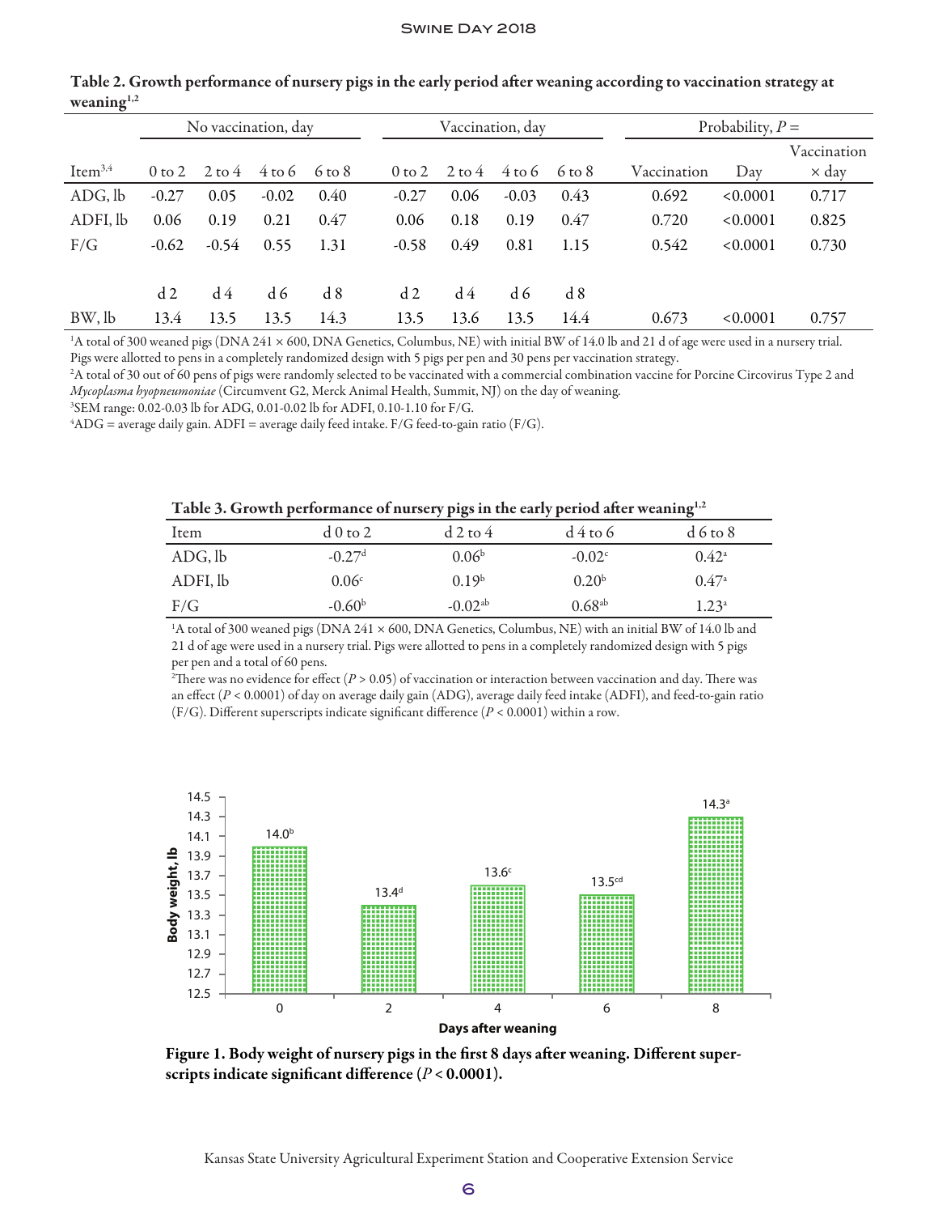**Table 2. Growth performance of nursery pigs in the early period after weaning according to vaccination strategy at weaning[1,2]**

| | No vaccination, day | | | | Vaccination, day | | | | Probability, $P =$ | | |
|---|---|---|---|---|---|---|---|---|---|---|---|
| Item[3,4] | 0 to 2 | 2 to 4 | 4 to 6 | 6 to 8 | 0 to 2 | 2 to 4 | 4 to 6 | 6 to 8 | Vaccination | Day | Vaccination × day |
| ADG, lb | -0.27 | 0.05 | -0.02 | 0.40 | -0.27 | 0.06 | -0.03 | 0.43 | 0.692 | <0.0001 | 0.717 |
| ADFI, lb | 0.06 | 0.19 | 0.21 | 0.47 | 0.06 | 0.18 | 0.19 | 0.47 | 0.720 | <0.0001 | 0.825 |
| F/G | -0.62 | -0.54 | 0.55 | 1.31 | -0.58 | 0.49 | 0.81 | 1.15 | 0.542 | <0.0001 | 0.730 |
| | d 2 | d 4 | d 6 | d 8 | d 2 | d 4 | d 6 | d 8 | | | |
| BW, lb | 13.4 | 13.5 | 13.5 | 14.3 | 13.5 | 13.6 | 13.5 | 14.4 | 0.673 | <0.0001 | 0.757 |

[1]A total of 300 weaned pigs (DNA 241 × 600, DNA Genetics, Columbus, NE) with initial BW of 14.0 lb and 21 d of age were used in a nursery trial. Pigs were allotted to pens in a completely randomized design with 5 pigs per pen and 30 pens per vaccination strategy.

[2]A total of 30 out of 60 pens of pigs were randomly selected to be vaccinated with a commercial combination vaccine for Porcine Circovirus Type 2 and *Mycoplasma hyopneumoniae* (Circumvent G2, Merck Animal Health, Summit, NJ) on the day of weaning.

[3]SEM range: 0.02-0.03 lb for ADG, 0.01-0.02 lb for ADFI, 0.10-1.10 for F/G.

[4]ADG = average daily gain. ADFI = average daily feed intake. F/G feed-to-gain ratio (F/G).

**Table 3. Growth performance of nursery pigs in the early period after weaning[1,2]**

| Item | d 0 to 2 | d 2 to 4 | d 4 to 6 | d 6 to 8 |
|---|---|---|---|---|
| ADG, lb | -0.27[d] | 0.06[b] | -0.02[c] | 0.42[a] |
| ADFI, lb | 0.06[c] | 0.19[b] | 0.20[b] | 0.47[a] |
| F/G | -0.60[b] | -0.02[ab] | 0.68[ab] | 1.23[a] |

[1]A total of 300 weaned pigs (DNA 241 × 600, DNA Genetics, Columbus, NE) with an initial BW of 14.0 lb and 21 d of age were used in a nursery trial. Pigs were allotted to pens in a completely randomized design with 5 pigs per pen and a total of 60 pens.

[2]There was no evidence for effect ($P > 0.05$) of vaccination or interaction between vaccination and day. There was an effect ($P < 0.0001$) of day on average daily gain (ADG), average daily feed intake (ADFI), and feed-to-gain ratio (F/G). Different superscripts indicate significant difference ($P < 0.0001$) within a row.

Body weight, lb

14.5
14.3
14.1
13.9
13.7
13.5
13.3
13.1
12.9
12.7
12.5

14.0[b]
13.4[d]
13.6[c]
13.5[cd]
14.3[a]

0
2
4
6
8

Days after weaning

**Figure 1. Body weight of nursery pigs in the first 8 days after weaning. Different superscripts indicate significant difference ($P < 0.0001$).**